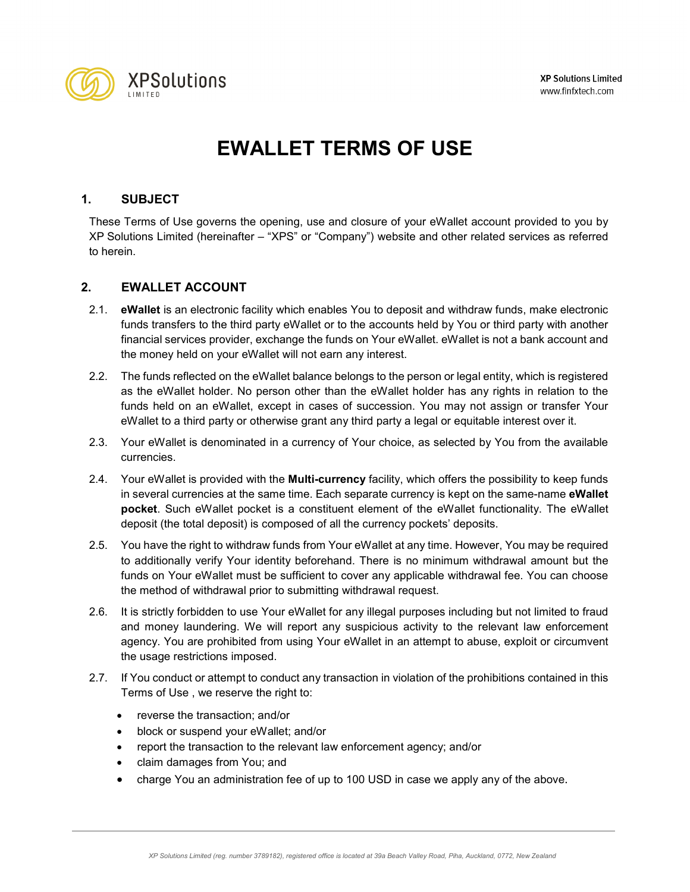# EWALLET TERMS OF USE

## 1. SUBJECT

These Terms of Use governs the opening, use and closure of your eWallet account provided to you by XP Solutions Limited (hereinafter – "XPS" or "Company") website and other related services as referred to herein.

## 2. EWALLET ACCOUNT

2.1. **eWallet** is an electronic facility which enables You to deposit and withdraw funds, make electronic funds transfers to the third party eWallet or to the accounts held by You or third party with another financial services provider, exchange the funds on Your eWallet. eWallet is not a bank account and the money held on your eWallet will not earn any interest.

2.2. The funds reflected on the eWallet balance belongs to the person or legal entity, which is registered as the eWallet holder. No person other than the eWallet holder has any rights in relation to the funds held on an eWallet, except in cases of succession. You may not assign or transfer Your eWallet to a third party or otherwise grant any third party a legal or equitable interest over it.

2.3. Your eWallet is denominated in a currency of Your choice, as selected by You from the available currencies.

2.4. Your eWallet is provided with the **Multi-currency** facility, which offers the possibility to keep funds in several currencies at the same time. Each separate currency is kept on the same-name **eWallet pocket**. Such eWallet pocket is a constituent element of the eWallet functionality. The eWallet deposit (the total deposit) is composed of all the currency pockets' deposits.

2.5. You have the right to withdraw funds from Your eWallet at any time. However, You may be required to additionally verify Your identity beforehand. There is no minimum withdrawal amount but the funds on Your eWallet must be sufficient to cover any applicable withdrawal fee. You can choose the method of withdrawal prior to submitting withdrawal request.

2.6. It is strictly forbidden to use Your eWallet for any illegal purposes including but not limited to fraud and money laundering. We will report any suspicious activity to the relevant law enforcement agency. You are prohibited from using Your eWallet in an attempt to abuse, exploit or circumvent the usage restrictions imposed.

2.7. If You conduct or attempt to conduct any transaction in violation of the prohibitions contained in this Terms of Use , we reserve the right to:

- reverse the transaction; and/or
- block or suspend your eWallet; and/or
- report the transaction to the relevant law enforcement agency; and/or
- claim damages from You; and
- charge You an administration fee of up to 100 USD in case we apply any of the above.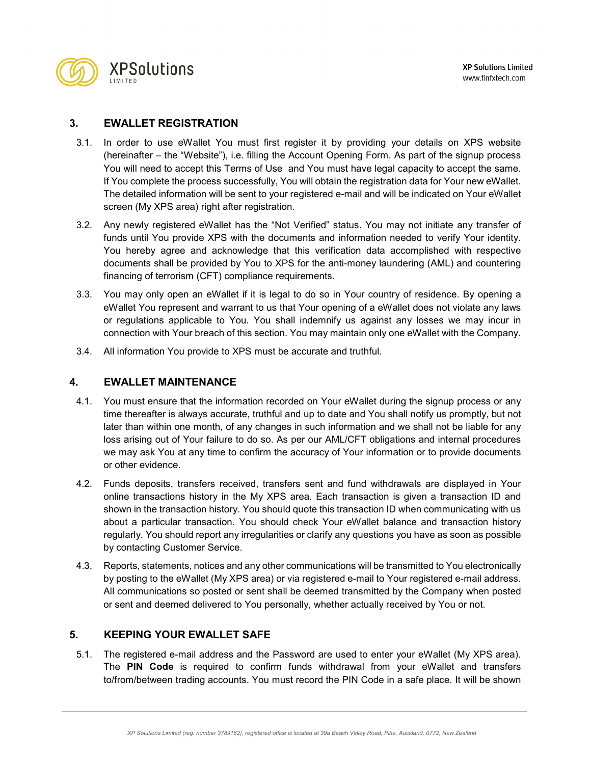## 3. EWALLET REGISTRATION

3.1. In order to use eWallet You must first register it by providing your details on XPS website (hereinafter – the "Website"), i.e. filling the Account Opening Form. As part of the signup process You will need to accept this Terms of Use and You must have legal capacity to accept the same. If You complete the process successfully, You will obtain the registration data for Your new eWallet. The detailed information will be sent to your registered e-mail and will be indicated on Your eWallet screen (My XPS area) right after registration.

3.2. Any newly registered eWallet has the "Not Verified" status. You may not initiate any transfer of funds until You provide XPS with the documents and information needed to verify Your identity. You hereby agree and acknowledge that this verification data accomplished with respective documents shall be provided by You to XPS for the anti-money laundering (AML) and countering financing of terrorism (CFT) compliance requirements.

3.3. You may only open an eWallet if it is legal to do so in Your country of residence. By opening a eWallet You represent and warrant to us that Your opening of a eWallet does not violate any laws or regulations applicable to You. You shall indemnify us against any losses we may incur in connection with Your breach of this section. You may maintain only one eWallet with the Company.

3.4. All information You provide to XPS must be accurate and truthful.

## 4. EWALLET MAINTENANCE

4.1. You must ensure that the information recorded on Your eWallet during the signup process or any time thereafter is always accurate, truthful and up to date and You shall notify us promptly, but not later than within one month, of any changes in such information and we shall not be liable for any loss arising out of Your failure to do so. As per our AML/CFT obligations and internal procedures we may ask You at any time to confirm the accuracy of Your information or to provide documents or other evidence.

4.2. Funds deposits, transfers received, transfers sent and fund withdrawals are displayed in Your online transactions history in the My XPS area. Each transaction is given a transaction ID and shown in the transaction history. You should quote this transaction ID when communicating with us about a particular transaction. You should check Your eWallet balance and transaction history regularly. You should report any irregularities or clarify any questions you have as soon as possible by contacting Customer Service.

4.3. Reports, statements, notices and any other communications will be transmitted to You electronically by posting to the eWallet (My XPS area) or via registered e-mail to Your registered e-mail address. All communications so posted or sent shall be deemed transmitted by the Company when posted or sent and deemed delivered to You personally, whether actually received by You or not.

## 5. KEEPING YOUR EWALLET SAFE

5.1. The registered e-mail address and the Password are used to enter your eWallet (My XPS area). The **PIN Code** is required to confirm funds withdrawal from your eWallet and transfers to/from/between trading accounts. You must record the PIN Code in a safe place. It will be shown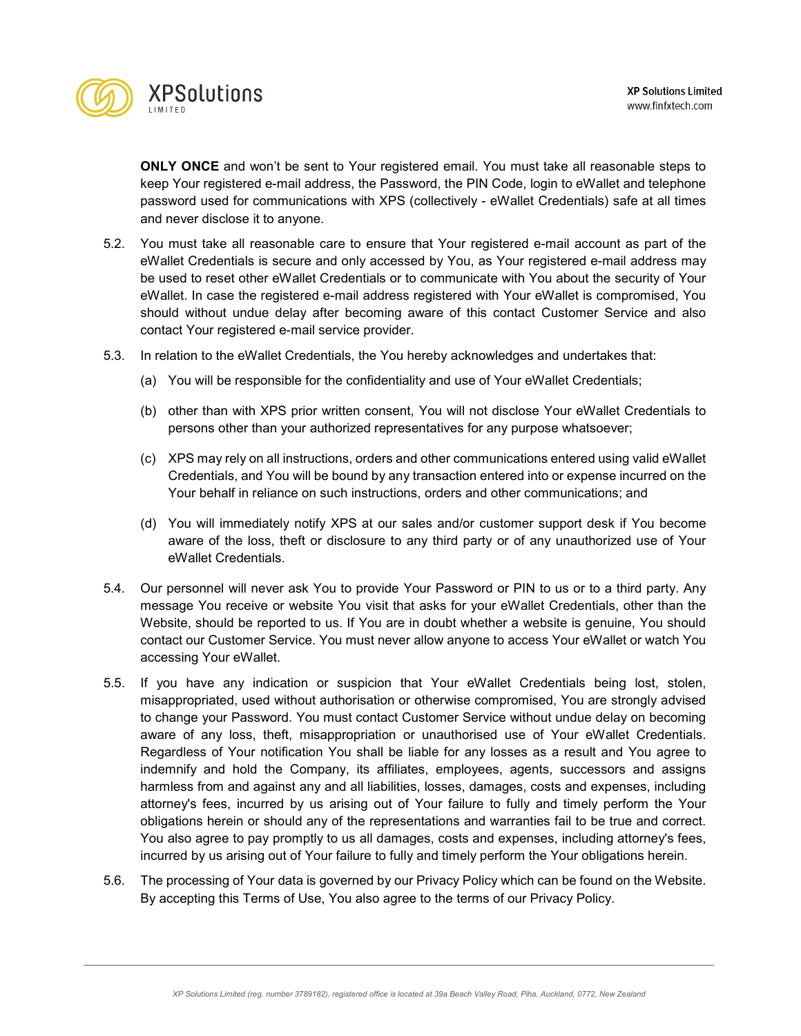**ONLY ONCE** and won't be sent to Your registered email. You must take all reasonable steps to keep Your registered e-mail address, the Password, the PIN Code, login to eWallet and telephone password used for communications with XPS (collectively - eWallet Credentials) safe at all times and never disclose it to anyone.

5.2. You must take all reasonable care to ensure that Your registered e-mail account as part of the eWallet Credentials is secure and only accessed by You, as Your registered e-mail address may be used to reset other eWallet Credentials or to communicate with You about the security of Your eWallet. In case the registered e-mail address registered with Your eWallet is compromised, You should without undue delay after becoming aware of this contact Customer Service and also contact Your registered e-mail service provider.

5.3. In relation to the eWallet Credentials, the You hereby acknowledges and undertakes that:

(a) You will be responsible for the confidentiality and use of Your eWallet Credentials;

(b) other than with XPS prior written consent, You will not disclose Your eWallet Credentials to persons other than your authorized representatives for any purpose whatsoever;

(c) XPS may rely on all instructions, orders and other communications entered using valid eWallet Credentials, and You will be bound by any transaction entered into or expense incurred on the Your behalf in reliance on such instructions, orders and other communications; and

(d) You will immediately notify XPS at our sales and/or customer support desk if You become aware of the loss, theft or disclosure to any third party or of any unauthorized use of Your eWallet Credentials.

5.4. Our personnel will never ask You to provide Your Password or PIN to us or to a third party. Any message You receive or website You visit that asks for your eWallet Credentials, other than the Website, should be reported to us. If You are in doubt whether a website is genuine, You should contact our Customer Service. You must never allow anyone to access Your eWallet or watch You accessing Your eWallet.

5.5. If you have any indication or suspicion that Your eWallet Credentials being lost, stolen, misappropriated, used without authorisation or otherwise compromised, You are strongly advised to change your Password. You must contact Customer Service without undue delay on becoming aware of any loss, theft, misappropriation or unauthorised use of Your eWallet Credentials. Regardless of Your notification You shall be liable for any losses as a result and You agree to indemnify and hold the Company, its affiliates, employees, agents, successors and assigns harmless from and against any and all liabilities, losses, damages, costs and expenses, including attorney's fees, incurred by us arising out of Your failure to fully and timely perform the Your obligations herein or should any of the representations and warranties fail to be true and correct. You also agree to pay promptly to us all damages, costs and expenses, including attorney's fees, incurred by us arising out of Your failure to fully and timely perform the Your obligations herein.

5.6. The processing of Your data is governed by our Privacy Policy which can be found on the Website. By accepting this Terms of Use, You also agree to the terms of our Privacy Policy.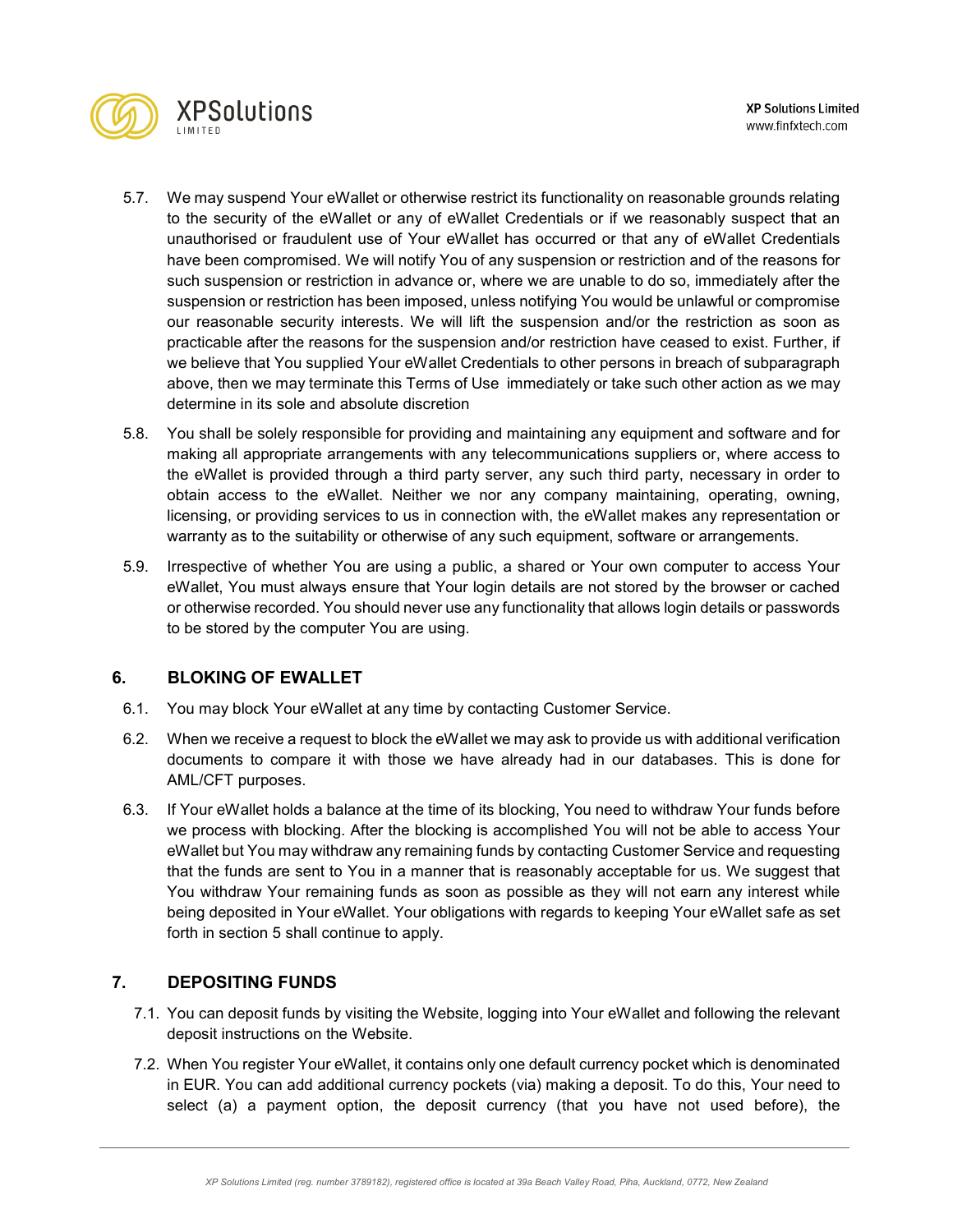5.7. We may suspend Your eWallet or otherwise restrict its functionality on reasonable grounds relating to the security of the eWallet or any of eWallet Credentials or if we reasonably suspect that an unauthorised or fraudulent use of Your eWallet has occurred or that any of eWallet Credentials have been compromised. We will notify You of any suspension or restriction and of the reasons for such suspension or restriction in advance or, where we are unable to do so, immediately after the suspension or restriction has been imposed, unless notifying You would be unlawful or compromise our reasonable security interests. We will lift the suspension and/or the restriction as soon as practicable after the reasons for the suspension and/or restriction have ceased to exist. Further, if we believe that You supplied Your eWallet Credentials to other persons in breach of subparagraph above, then we may terminate this Terms of Use immediately or take such other action as we may determine in its sole and absolute discretion

5.8. You shall be solely responsible for providing and maintaining any equipment and software and for making all appropriate arrangements with any telecommunications suppliers or, where access to the eWallet is provided through a third party server, any such third party, necessary in order to obtain access to the eWallet. Neither we nor any company maintaining, operating, owning, licensing, or providing services to us in connection with, the eWallet makes any representation or warranty as to the suitability or otherwise of any such equipment, software or arrangements.

5.9. Irrespective of whether You are using a public, a shared or Your own computer to access Your eWallet, You must always ensure that Your login details are not stored by the browser or cached or otherwise recorded. You should never use any functionality that allows login details or passwords to be stored by the computer You are using.

## 6. BLOKING OF EWALLET

6.1. You may block Your eWallet at any time by contacting Customer Service.

6.2. When we receive a request to block the eWallet we may ask to provide us with additional verification documents to compare it with those we have already had in our databases. This is done for AML/CFT purposes.

6.3. If Your eWallet holds a balance at the time of its blocking, You need to withdraw Your funds before we process with blocking. After the blocking is accomplished You will not be able to access Your eWallet but You may withdraw any remaining funds by contacting Customer Service and requesting that the funds are sent to You in a manner that is reasonably acceptable for us. We suggest that You withdraw Your remaining funds as soon as possible as they will not earn any interest while being deposited in Your eWallet. Your obligations with regards to keeping Your eWallet safe as set forth in section 5 shall continue to apply.

## 7. DEPOSITING FUNDS

7.1. You can deposit funds by visiting the Website, logging into Your eWallet and following the relevant deposit instructions on the Website.

7.2. When You register Your eWallet, it contains only one default currency pocket which is denominated in EUR. You can add additional currency pockets (via) making a deposit. To do this, Your need to select (a) a payment option, the deposit currency (that you have not used before), the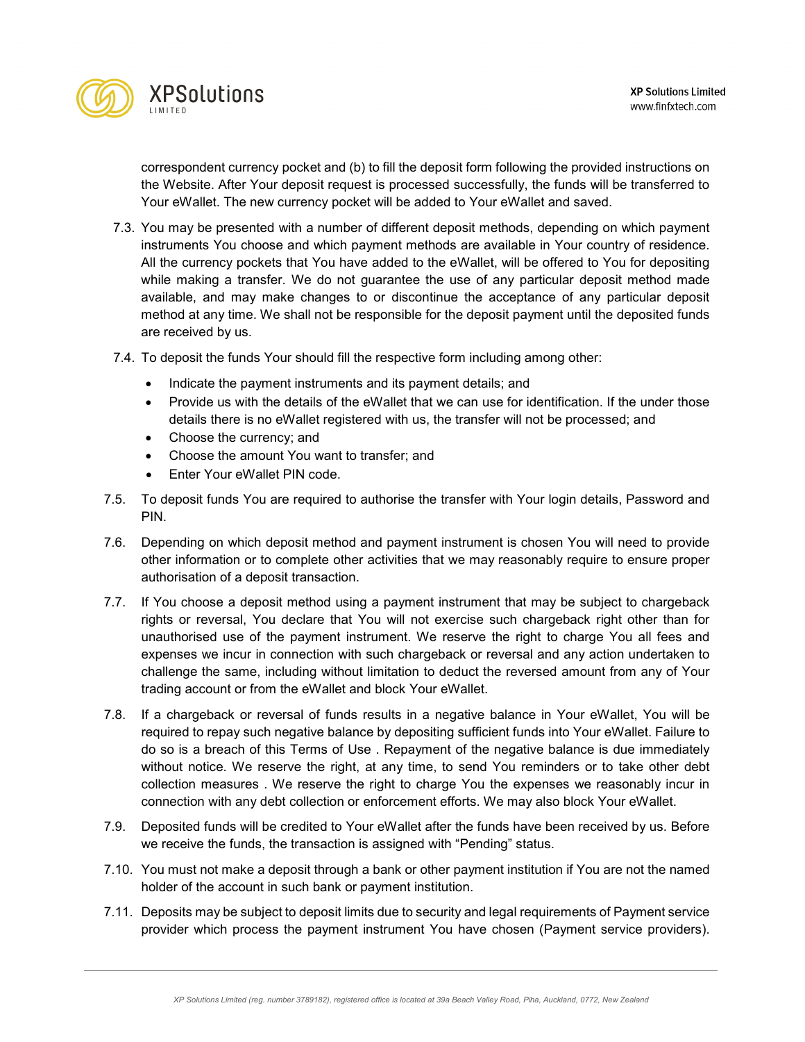correspondent currency pocket and (b) to fill the deposit form following the provided instructions on the Website. After Your deposit request is processed successfully, the funds will be transferred to Your eWallet. The new currency pocket will be added to Your eWallet and saved.

7.3. You may be presented with a number of different deposit methods, depending on which payment instruments You choose and which payment methods are available in Your country of residence. All the currency pockets that You have added to the eWallet, will be offered to You for depositing while making a transfer. We do not guarantee the use of any particular deposit method made available, and may make changes to or discontinue the acceptance of any particular deposit method at any time. We shall not be responsible for the deposit payment until the deposited funds are received by us.

7.4. To deposit the funds Your should fill the respective form including among other:

- Indicate the payment instruments and its payment details; and
- Provide us with the details of the eWallet that we can use for identification. If the under those details there is no eWallet registered with us, the transfer will not be processed; and
- Choose the currency; and
- Choose the amount You want to transfer; and
- Enter Your eWallet PIN code.

7.5. To deposit funds You are required to authorise the transfer with Your login details, Password and PIN.

7.6. Depending on which deposit method and payment instrument is chosen You will need to provide other information or to complete other activities that we may reasonably require to ensure proper authorisation of a deposit transaction.

7.7. If You choose a deposit method using a payment instrument that may be subject to chargeback rights or reversal, You declare that You will not exercise such chargeback right other than for unauthorised use of the payment instrument. We reserve the right to charge You all fees and expenses we incur in connection with such chargeback or reversal and any action undertaken to challenge the same, including without limitation to deduct the reversed amount from any of Your trading account or from the eWallet and block Your eWallet.

7.8. If a chargeback or reversal of funds results in a negative balance in Your eWallet, You will be required to repay such negative balance by depositing sufficient funds into Your eWallet. Failure to do so is a breach of this Terms of Use . Repayment of the negative balance is due immediately without notice. We reserve the right, at any time, to send You reminders or to take other debt collection measures . We reserve the right to charge You the expenses we reasonably incur in connection with any debt collection or enforcement efforts. We may also block Your eWallet.

7.9. Deposited funds will be credited to Your eWallet after the funds have been received by us. Before we receive the funds, the transaction is assigned with "Pending" status.

7.10. You must not make a deposit through a bank or other payment institution if You are not the named holder of the account in such bank or payment institution.

7.11. Deposits may be subject to deposit limits due to security and legal requirements of Payment service provider which process the payment instrument You have chosen (Payment service providers).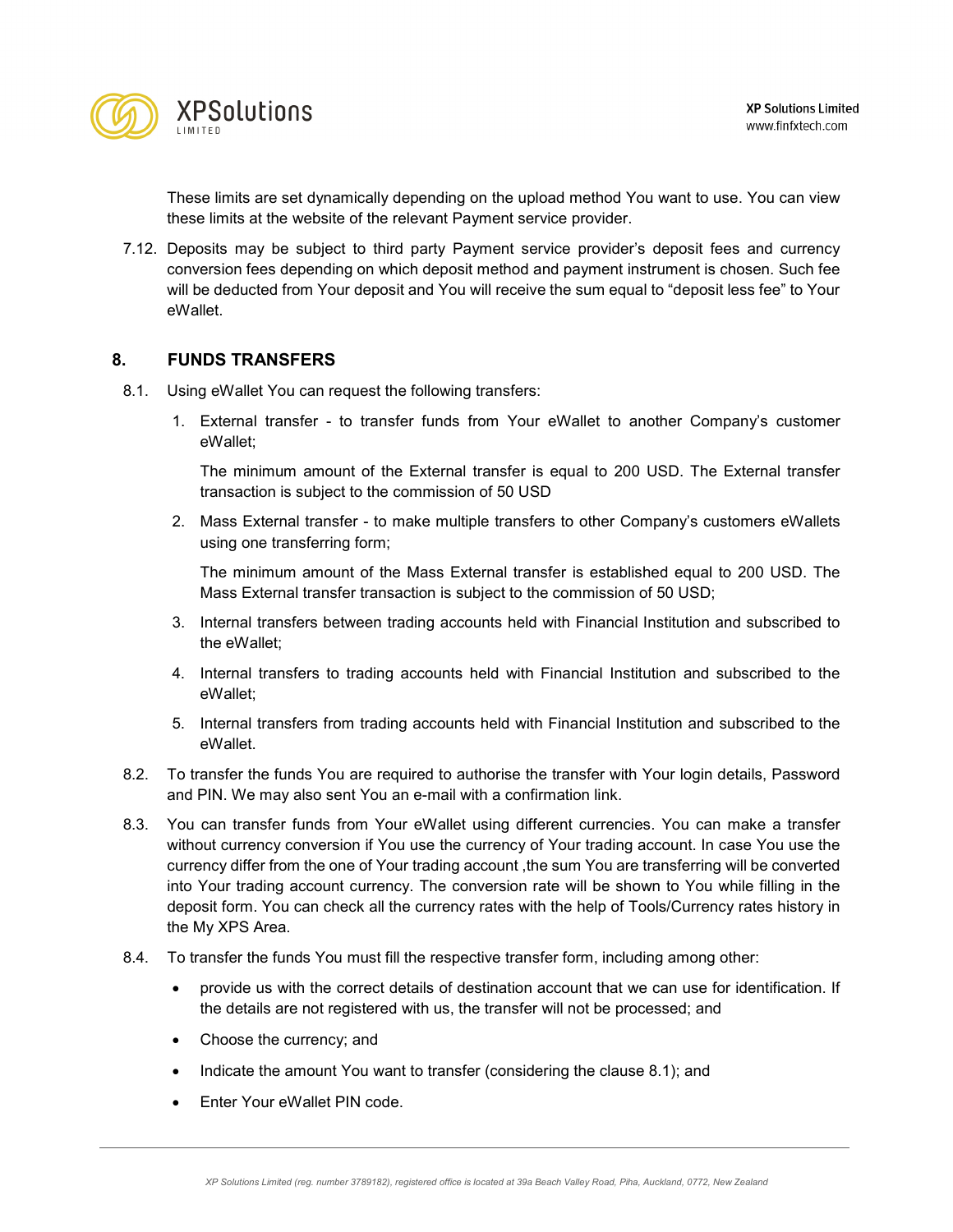These limits are set dynamically depending on the upload method You want to use. You can view these limits at the website of the relevant Payment service provider.

7.12. Deposits may be subject to third party Payment service provider's deposit fees and currency conversion fees depending on which deposit method and payment instrument is chosen. Such fee will be deducted from Your deposit and You will receive the sum equal to "deposit less fee" to Your eWallet.

## 8. FUNDS TRANSFERS

8.1. Using eWallet You can request the following transfers:

1. External transfer - to transfer funds from Your eWallet to another Company's customer eWallet;

   The minimum amount of the External transfer is equal to 200 USD. The External transfer transaction is subject to the commission of 50 USD

2. Mass External transfer - to make multiple transfers to other Company's customers eWallets using one transferring form;

   The minimum amount of the Mass External transfer is established equal to 200 USD. The Mass External transfer transaction is subject to the commission of 50 USD;

3. Internal transfers between trading accounts held with Financial Institution and subscribed to the eWallet;
4. Internal transfers to trading accounts held with Financial Institution and subscribed to the eWallet;
5. Internal transfers from trading accounts held with Financial Institution and subscribed to the eWallet.

8.2. To transfer the funds You are required to authorise the transfer with Your login details, Password and PIN. We may also sent You an e-mail with a confirmation link.

8.3. You can transfer funds from Your eWallet using different currencies. You can make a transfer without currency conversion if You use the currency of Your trading account. In case You use the currency differ from the one of Your trading account ,the sum You are transferring will be converted into Your trading account currency. The conversion rate will be shown to You while filling in the deposit form. You can check all the currency rates with the help of Tools/Currency rates history in the My XPS Area.

8.4. To transfer the funds You must fill the respective transfer form, including among other:

- provide us with the correct details of destination account that we can use for identification. If the details are not registered with us, the transfer will not be processed; and
- Choose the currency; and
- Indicate the amount You want to transfer (considering the clause 8.1); and
- Enter Your eWallet PIN code.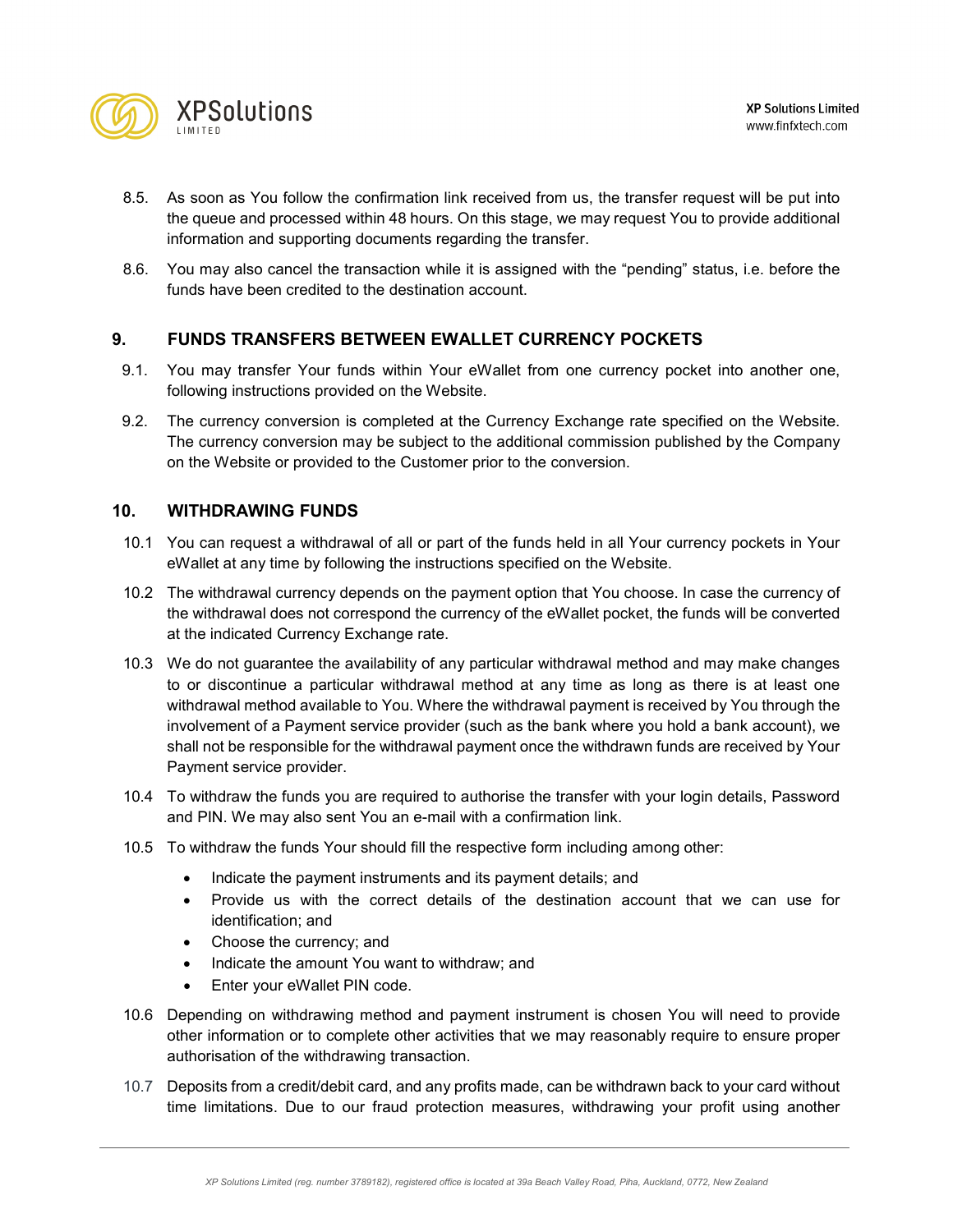8.5. As soon as You follow the confirmation link received from us, the transfer request will be put into the queue and processed within 48 hours. On this stage, we may request You to provide additional information and supporting documents regarding the transfer.

8.6. You may also cancel the transaction while it is assigned with the “pending” status, i.e. before the funds have been credited to the destination account.

## 9. FUNDS TRANSFERS BETWEEN EWALLET CURRENCY POCKETS

9.1. You may transfer Your funds within Your eWallet from one currency pocket into another one, following instructions provided on the Website.

9.2. The currency conversion is completed at the Currency Exchange rate specified on the Website. The currency conversion may be subject to the additional commission published by the Company on the Website or provided to the Customer prior to the conversion.

## 10. WITHDRAWING FUNDS

10.1 You can request a withdrawal of all or part of the funds held in all Your currency pockets in Your eWallet at any time by following the instructions specified on the Website.

10.2 The withdrawal currency depends on the payment option that You choose. In case the currency of the withdrawal does not correspond the currency of the eWallet pocket, the funds will be converted at the indicated Currency Exchange rate.

10.3 We do not guarantee the availability of any particular withdrawal method and may make changes to or discontinue a particular withdrawal method at any time as long as there is at least one withdrawal method available to You. Where the withdrawal payment is received by You through the involvement of a Payment service provider (such as the bank where you hold a bank account), we shall not be responsible for the withdrawal payment once the withdrawn funds are received by Your Payment service provider.

10.4 To withdraw the funds you are required to authorise the transfer with your login details, Password and PIN. We may also sent You an e-mail with a confirmation link.

10.5 To withdraw the funds Your should fill the respective form including among other:

- Indicate the payment instruments and its payment details; and
- Provide us with the correct details of the destination account that we can use for identification; and
- Choose the currency; and
- Indicate the amount You want to withdraw; and
- Enter your eWallet PIN code.

10.6 Depending on withdrawing method and payment instrument is chosen You will need to provide other information or to complete other activities that we may reasonably require to ensure proper authorisation of the withdrawing transaction.

10.7 Deposits from a credit/debit card, and any profits made, can be withdrawn back to your card without time limitations. Due to our fraud protection measures, withdrawing your profit using another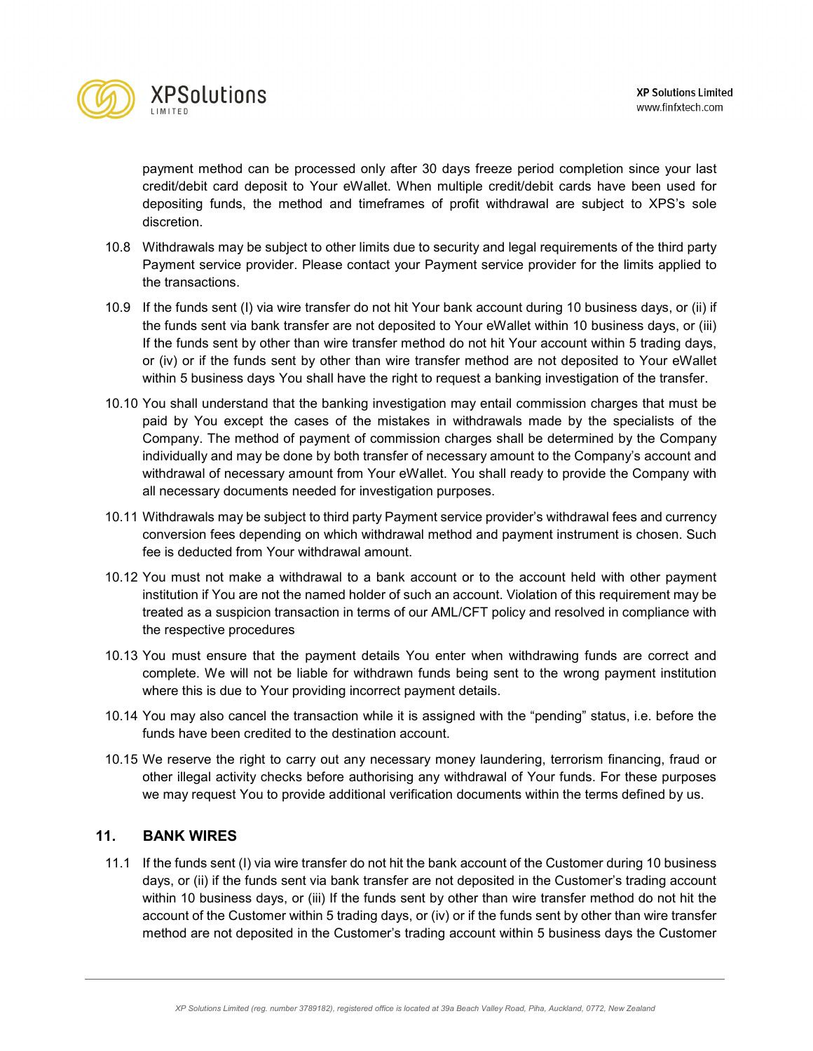payment method can be processed only after 30 days freeze period completion since your last credit/debit card deposit to Your eWallet. When multiple credit/debit cards have been used for depositing funds, the method and timeframes of profit withdrawal are subject to XPS's sole discretion.

10.8 Withdrawals may be subject to other limits due to security and legal requirements of the third party Payment service provider. Please contact your Payment service provider for the limits applied to the transactions.

10.9 If the funds sent (I) via wire transfer do not hit Your bank account during 10 business days, or (ii) if the funds sent via bank transfer are not deposited to Your eWallet within 10 business days, or (iii) If the funds sent by other than wire transfer method do not hit Your account within 5 trading days, or (iv) or if the funds sent by other than wire transfer method are not deposited to Your eWallet within 5 business days You shall have the right to request a banking investigation of the transfer.

10.10 You shall understand that the banking investigation may entail commission charges that must be paid by You except the cases of the mistakes in withdrawals made by the specialists of the Company. The method of payment of commission charges shall be determined by the Company individually and may be done by both transfer of necessary amount to the Company's account and withdrawal of necessary amount from Your eWallet. You shall ready to provide the Company with all necessary documents needed for investigation purposes.

10.11 Withdrawals may be subject to third party Payment service provider's withdrawal fees and currency conversion fees depending on which withdrawal method and payment instrument is chosen. Such fee is deducted from Your withdrawal amount.

10.12 You must not make a withdrawal to a bank account or to the account held with other payment institution if You are not the named holder of such an account. Violation of this requirement may be treated as a suspicion transaction in terms of our AML/CFT policy and resolved in compliance with the respective procedures

10.13 You must ensure that the payment details You enter when withdrawing funds are correct and complete. We will not be liable for withdrawn funds being sent to the wrong payment institution where this is due to Your providing incorrect payment details.

10.14 You may also cancel the transaction while it is assigned with the "pending" status, i.e. before the funds have been credited to the destination account.

10.15 We reserve the right to carry out any necessary money laundering, terrorism financing, fraud or other illegal activity checks before authorising any withdrawal of Your funds. For these purposes we may request You to provide additional verification documents within the terms defined by us.

## 11. BANK WIRES

11.1 If the funds sent (I) via wire transfer do not hit the bank account of the Customer during 10 business days, or (ii) if the funds sent via bank transfer are not deposited in the Customer's trading account within 10 business days, or (iii) If the funds sent by other than wire transfer method do not hit the account of the Customer within 5 trading days, or (iv) or if the funds sent by other than wire transfer method are not deposited in the Customer's trading account within 5 business days the Customer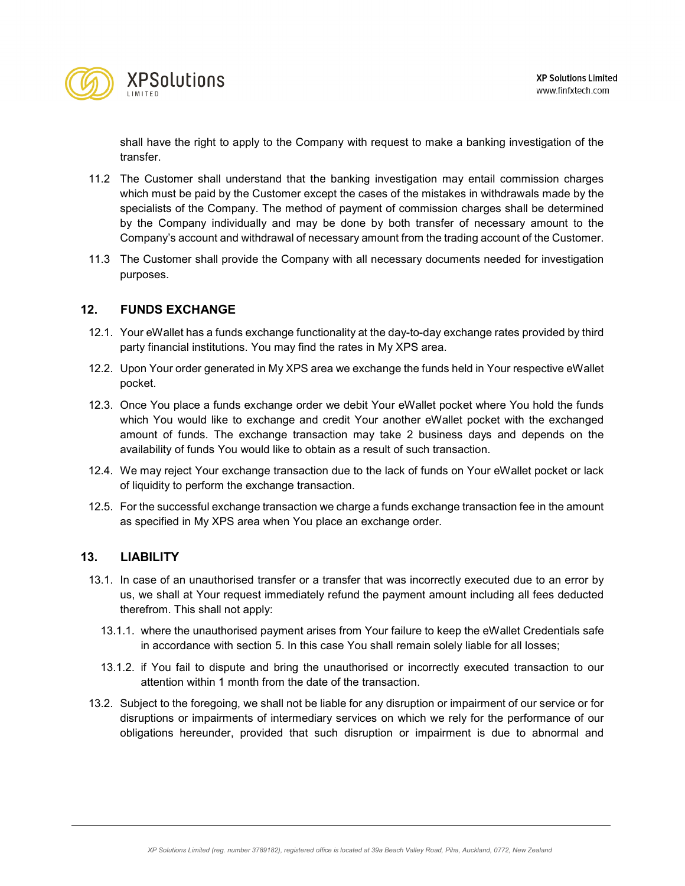shall have the right to apply to the Company with request to make a banking investigation of the transfer.

11.2 The Customer shall understand that the banking investigation may entail commission charges which must be paid by the Customer except the cases of the mistakes in withdrawals made by the specialists of the Company. The method of payment of commission charges shall be determined by the Company individually and may be done by both transfer of necessary amount to the Company's account and withdrawal of necessary amount from the trading account of the Customer.

11.3 The Customer shall provide the Company with all necessary documents needed for investigation purposes.

## 12. FUNDS EXCHANGE

12.1. Your eWallet has a funds exchange functionality at the day-to-day exchange rates provided by third party financial institutions. You may find the rates in My XPS area.

12.2. Upon Your order generated in My XPS area we exchange the funds held in Your respective eWallet pocket.

12.3. Once You place a funds exchange order we debit Your eWallet pocket where You hold the funds which You would like to exchange and credit Your another eWallet pocket with the exchanged amount of funds. The exchange transaction may take 2 business days and depends on the availability of funds You would like to obtain as a result of such transaction.

12.4. We may reject Your exchange transaction due to the lack of funds on Your eWallet pocket or lack of liquidity to perform the exchange transaction.

12.5. For the successful exchange transaction we charge a funds exchange transaction fee in the amount as specified in My XPS area when You place an exchange order.

## 13. LIABILITY

13.1. In case of an unauthorised transfer or a transfer that was incorrectly executed due to an error by us, we shall at Your request immediately refund the payment amount including all fees deducted therefrom. This shall not apply:

13.1.1. where the unauthorised payment arises from Your failure to keep the eWallet Credentials safe in accordance with section 5. In this case You shall remain solely liable for all losses;

13.1.2. if You fail to dispute and bring the unauthorised or incorrectly executed transaction to our attention within 1 month from the date of the transaction.

13.2. Subject to the foregoing, we shall not be liable for any disruption or impairment of our service or for disruptions or impairments of intermediary services on which we rely for the performance of our obligations hereunder, provided that such disruption or impairment is due to abnormal and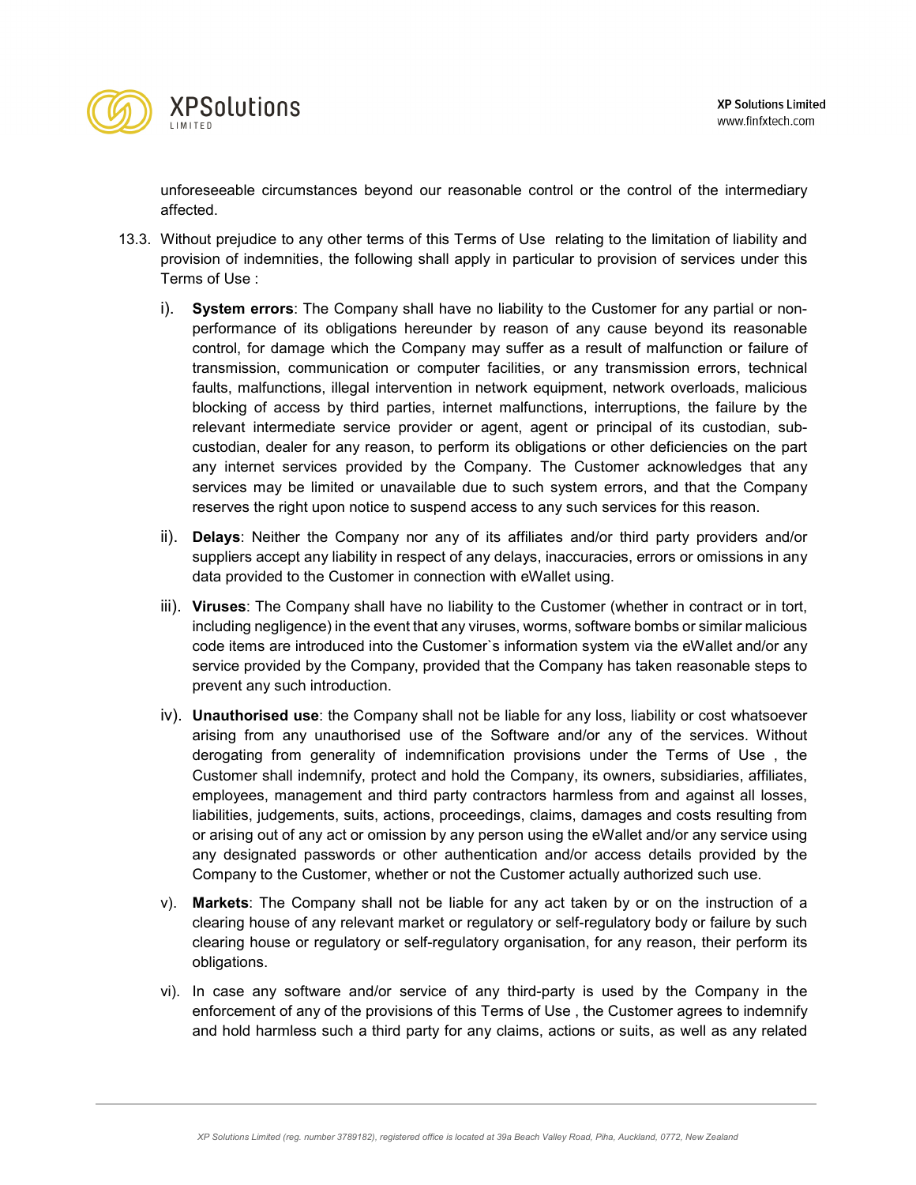unforeseeable circumstances beyond our reasonable control or the control of the intermediary affected.

13.3. Without prejudice to any other terms of this Terms of Use relating to the limitation of liability and provision of indemnities, the following shall apply in particular to provision of services under this Terms of Use :

i). **System errors**: The Company shall have no liability to the Customer for any partial or non-performance of its obligations hereunder by reason of any cause beyond its reasonable control, for damage which the Company may suffer as a result of malfunction or failure of transmission, communication or computer facilities, or any transmission errors, technical faults, malfunctions, illegal intervention in network equipment, network overloads, malicious blocking of access by third parties, internet malfunctions, interruptions, the failure by the relevant intermediate service provider or agent, agent or principal of its custodian, sub-custodian, dealer for any reason, to perform its obligations or other deficiencies on the part any internet services provided by the Company. The Customer acknowledges that any services may be limited or unavailable due to such system errors, and that the Company reserves the right upon notice to suspend access to any such services for this reason.

ii). **Delays**: Neither the Company nor any of its affiliates and/or third party providers and/or suppliers accept any liability in respect of any delays, inaccuracies, errors or omissions in any data provided to the Customer in connection with eWallet using.

iii). **Viruses**: The Company shall have no liability to the Customer (whether in contract or in tort, including negligence) in the event that any viruses, worms, software bombs or similar malicious code items are introduced into the Customer`s information system via the eWallet and/or any service provided by the Company, provided that the Company has taken reasonable steps to prevent any such introduction.

iv). **Unauthorised use**: the Company shall not be liable for any loss, liability or cost whatsoever arising from any unauthorised use of the Software and/or any of the services. Without derogating from generality of indemnification provisions under the Terms of Use , the Customer shall indemnify, protect and hold the Company, its owners, subsidiaries, affiliates, employees, management and third party contractors harmless from and against all losses, liabilities, judgements, suits, actions, proceedings, claims, damages and costs resulting from or arising out of any act or omission by any person using the eWallet and/or any service using any designated passwords or other authentication and/or access details provided by the Company to the Customer, whether or not the Customer actually authorized such use.

v). **Markets**: The Company shall not be liable for any act taken by or on the instruction of a clearing house of any relevant market or regulatory or self-regulatory body or failure by such clearing house or regulatory or self-regulatory organisation, for any reason, their perform its obligations.

vi). In case any software and/or service of any third-party is used by the Company in the enforcement of any of the provisions of this Terms of Use , the Customer agrees to indemnify and hold harmless such a third party for any claims, actions or suits, as well as any related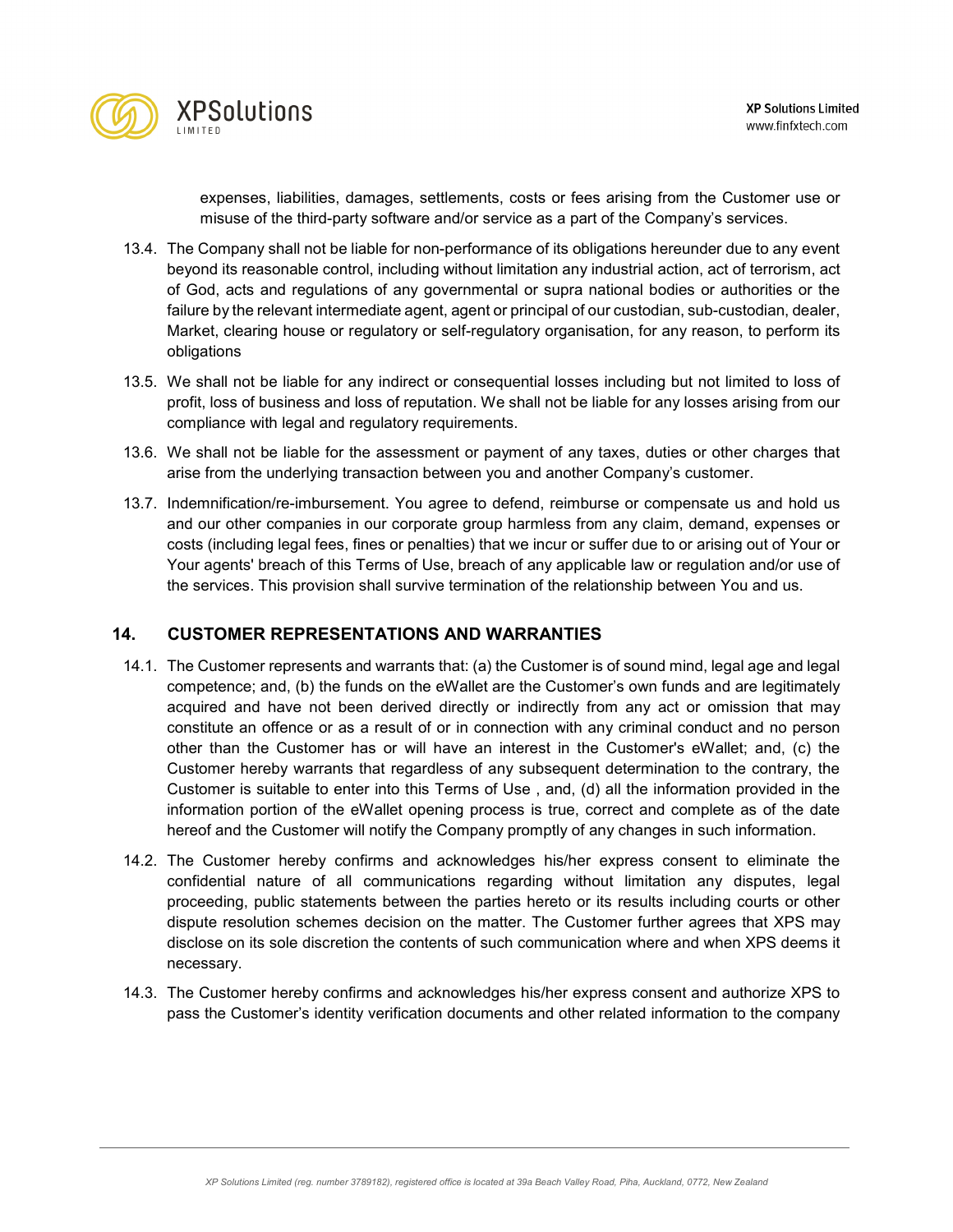expenses, liabilities, damages, settlements, costs or fees arising from the Customer use or misuse of the third-party software and/or service as a part of the Company's services.

13.4. The Company shall not be liable for non-performance of its obligations hereunder due to any event beyond its reasonable control, including without limitation any industrial action, act of terrorism, act of God, acts and regulations of any governmental or supra national bodies or authorities or the failure by the relevant intermediate agent, agent or principal of our custodian, sub-custodian, dealer, Market, clearing house or regulatory or self-regulatory organisation, for any reason, to perform its obligations

13.5. We shall not be liable for any indirect or consequential losses including but not limited to loss of profit, loss of business and loss of reputation. We shall not be liable for any losses arising from our compliance with legal and regulatory requirements.

13.6. We shall not be liable for the assessment or payment of any taxes, duties or other charges that arise from the underlying transaction between you and another Company's customer.

13.7. Indemnification/re-imbursement. You agree to defend, reimburse or compensate us and hold us and our other companies in our corporate group harmless from any claim, demand, expenses or costs (including legal fees, fines or penalties) that we incur or suffer due to or arising out of Your or Your agents' breach of this Terms of Use, breach of any applicable law or regulation and/or use of the services. This provision shall survive termination of the relationship between You and us.

## 14. CUSTOMER REPRESENTATIONS AND WARRANTIES

14.1. The Customer represents and warrants that: (a) the Customer is of sound mind, legal age and legal competence; and, (b) the funds on the eWallet are the Customer's own funds and are legitimately acquired and have not been derived directly or indirectly from any act or omission that may constitute an offence or as a result of or in connection with any criminal conduct and no person other than the Customer has or will have an interest in the Customer's eWallet; and, (c) the Customer hereby warrants that regardless of any subsequent determination to the contrary, the Customer is suitable to enter into this Terms of Use , and, (d) all the information provided in the information portion of the eWallet opening process is true, correct and complete as of the date hereof and the Customer will notify the Company promptly of any changes in such information.

14.2. The Customer hereby confirms and acknowledges his/her express consent to eliminate the confidential nature of all communications regarding without limitation any disputes, legal proceeding, public statements between the parties hereto or its results including courts or other dispute resolution schemes decision on the matter. The Customer further agrees that XPS may disclose on its sole discretion the contents of such communication where and when XPS deems it necessary.

14.3. The Customer hereby confirms and acknowledges his/her express consent and authorize XPS to pass the Customer's identity verification documents and other related information to the company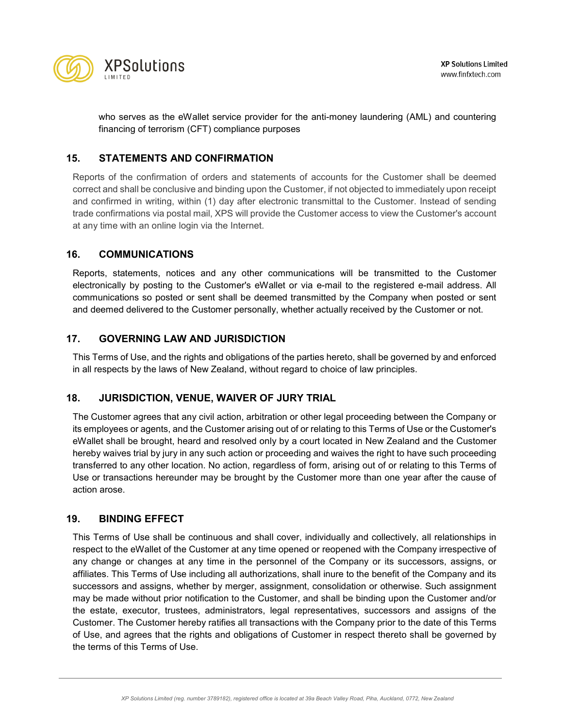who serves as the eWallet service provider for the anti-money laundering (AML) and countering financing of terrorism (CFT) compliance purposes

## 15. STATEMENTS AND CONFIRMATION

Reports of the confirmation of orders and statements of accounts for the Customer shall be deemed correct and shall be conclusive and binding upon the Customer, if not objected to immediately upon receipt and confirmed in writing, within (1) day after electronic transmittal to the Customer. Instead of sending trade confirmations via postal mail, XPS will provide the Customer access to view the Customer's account at any time with an online login via the Internet.

## 16. COMMUNICATIONS

Reports, statements, notices and any other communications will be transmitted to the Customer electronically by posting to the Customer's eWallet or via e-mail to the registered e-mail address. All communications so posted or sent shall be deemed transmitted by the Company when posted or sent and deemed delivered to the Customer personally, whether actually received by the Customer or not.

## 17. GOVERNING LAW AND JURISDICTION

This Terms of Use, and the rights and obligations of the parties hereto, shall be governed by and enforced in all respects by the laws of New Zealand, without regard to choice of law principles.

## 18. JURISDICTION, VENUE, WAIVER OF JURY TRIAL

The Customer agrees that any civil action, arbitration or other legal proceeding between the Company or its employees or agents, and the Customer arising out of or relating to this Terms of Use or the Customer's eWallet shall be brought, heard and resolved only by a court located in New Zealand and the Customer hereby waives trial by jury in any such action or proceeding and waives the right to have such proceeding transferred to any other location. No action, regardless of form, arising out of or relating to this Terms of Use or transactions hereunder may be brought by the Customer more than one year after the cause of action arose.

## 19. BINDING EFFECT

This Terms of Use shall be continuous and shall cover, individually and collectively, all relationships in respect to the eWallet of the Customer at any time opened or reopened with the Company irrespective of any change or changes at any time in the personnel of the Company or its successors, assigns, or affiliates. This Terms of Use including all authorizations, shall inure to the benefit of the Company and its successors and assigns, whether by merger, assignment, consolidation or otherwise. Such assignment may be made without prior notification to the Customer, and shall be binding upon the Customer and/or the estate, executor, trustees, administrators, legal representatives, successors and assigns of the Customer. The Customer hereby ratifies all transactions with the Company prior to the date of this Terms of Use, and agrees that the rights and obligations of Customer in respect thereto shall be governed by the terms of this Terms of Use.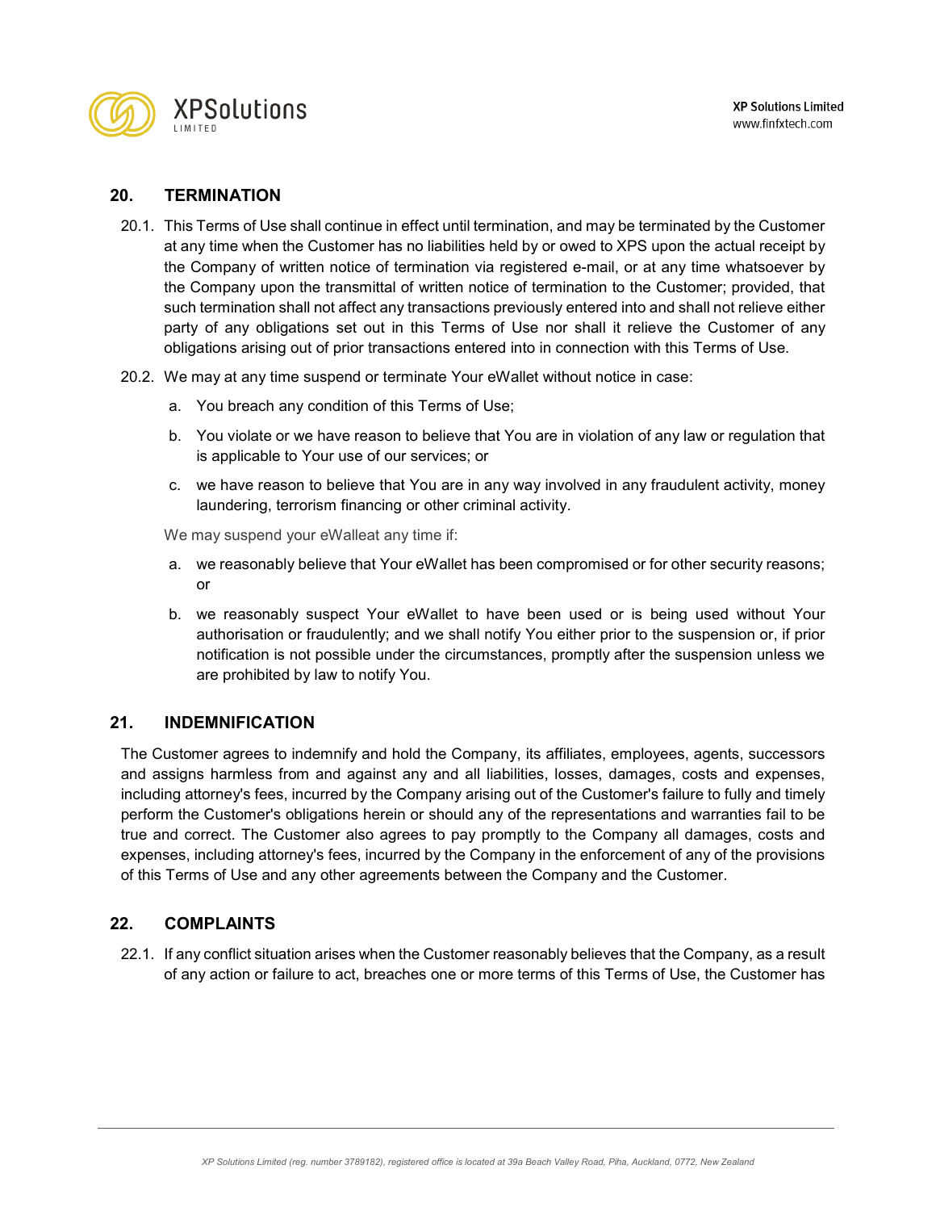## 20. TERMINATION

20.1. This Terms of Use shall continue in effect until termination, and may be terminated by the Customer at any time when the Customer has no liabilities held by or owed to XPS upon the actual receipt by the Company of written notice of termination via registered e-mail, or at any time whatsoever by the Company upon the transmittal of written notice of termination to the Customer; provided, that such termination shall not affect any transactions previously entered into and shall not relieve either party of any obligations set out in this Terms of Use nor shall it relieve the Customer of any obligations arising out of prior transactions entered into in connection with this Terms of Use.

20.2. We may at any time suspend or terminate Your eWallet without notice in case:

a. You breach any condition of this Terms of Use;

b. You violate or we have reason to believe that You are in violation of any law or regulation that is applicable to Your use of our services; or

c. we have reason to believe that You are in any way involved in any fraudulent activity, money laundering, terrorism financing or other criminal activity.

We may suspend your eWalleat any time if:

a. we reasonably believe that Your eWallet has been compromised or for other security reasons; or

b. we reasonably suspect Your eWallet to have been used or is being used without Your authorisation or fraudulently; and we shall notify You either prior to the suspension or, if prior notification is not possible under the circumstances, promptly after the suspension unless we are prohibited by law to notify You.

## 21. INDEMNIFICATION

The Customer agrees to indemnify and hold the Company, its affiliates, employees, agents, successors and assigns harmless from and against any and all liabilities, losses, damages, costs and expenses, including attorney's fees, incurred by the Company arising out of the Customer's failure to fully and timely perform the Customer's obligations herein or should any of the representations and warranties fail to be true and correct. The Customer also agrees to pay promptly to the Company all damages, costs and expenses, including attorney's fees, incurred by the Company in the enforcement of any of the provisions of this Terms of Use and any other agreements between the Company and the Customer.

## 22. COMPLAINTS

22.1. If any conflict situation arises when the Customer reasonably believes that the Company, as a result of any action or failure to act, breaches one or more terms of this Terms of Use, the Customer has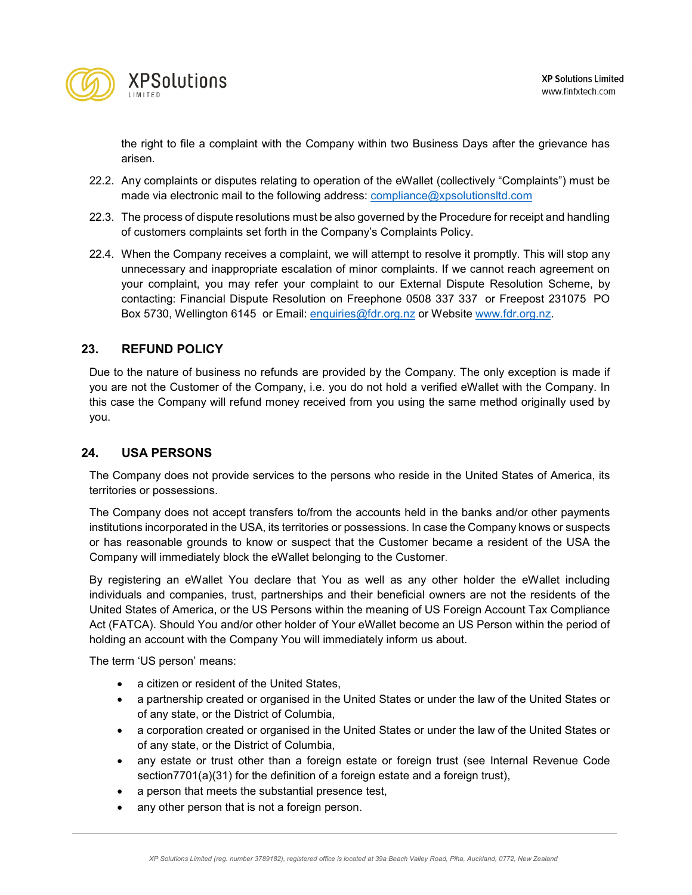the right to file a complaint with the Company within two Business Days after the grievance has arisen.

22.2. Any complaints or disputes relating to operation of the eWallet (collectively “Complaints”) must be made via electronic mail to the following address: compliance@xpsolutionsltd.com

22.3. The process of dispute resolutions must be also governed by the Procedure for receipt and handling of customers complaints set forth in the Company’s Complaints Policy.

22.4. When the Company receives a complaint, we will attempt to resolve it promptly. This will stop any unnecessary and inappropriate escalation of minor complaints. If we cannot reach agreement on your complaint, you may refer your complaint to our External Dispute Resolution Scheme, by contacting: Financial Dispute Resolution on Freephone 0508 337 337 or Freepost 231075 PO Box 5730, Wellington 6145 or Email: enquiries@fdr.org.nz or Website www.fdr.org.nz.

## 23. REFUND POLICY

Due to the nature of business no refunds are provided by the Company. The only exception is made if you are not the Customer of the Company, i.e. you do not hold a verified eWallet with the Company. In this case the Company will refund money received from you using the same method originally used by you.

## 24. USA PERSONS

The Company does not provide services to the persons who reside in the United States of America, its territories or possessions.

The Company does not accept transfers to/from the accounts held in the banks and/or other payments institutions incorporated in the USA, its territories or possessions. In case the Company knows or suspects or has reasonable grounds to know or suspect that the Customer became a resident of the USA the Company will immediately block the eWallet belonging to the Customer.

By registering an eWallet You declare that You as well as any other holder the eWallet including individuals and companies, trust, partnerships and their beneficial owners are not the residents of the United States of America, or the US Persons within the meaning of US Foreign Account Tax Compliance Act (FATCA). Should You and/or other holder of Your eWallet become an US Person within the period of holding an account with the Company You will immediately inform us about.

The term ‘US person’ means:

- a citizen or resident of the United States,
- a partnership created or organised in the United States or under the law of the United States or of any state, or the District of Columbia,
- a corporation created or organised in the United States or under the law of the United States or of any state, or the District of Columbia,
- any estate or trust other than a foreign estate or foreign trust (see Internal Revenue Code section7701(a)(31) for the definition of a foreign estate and a foreign trust),
- a person that meets the substantial presence test,
- any other person that is not a foreign person.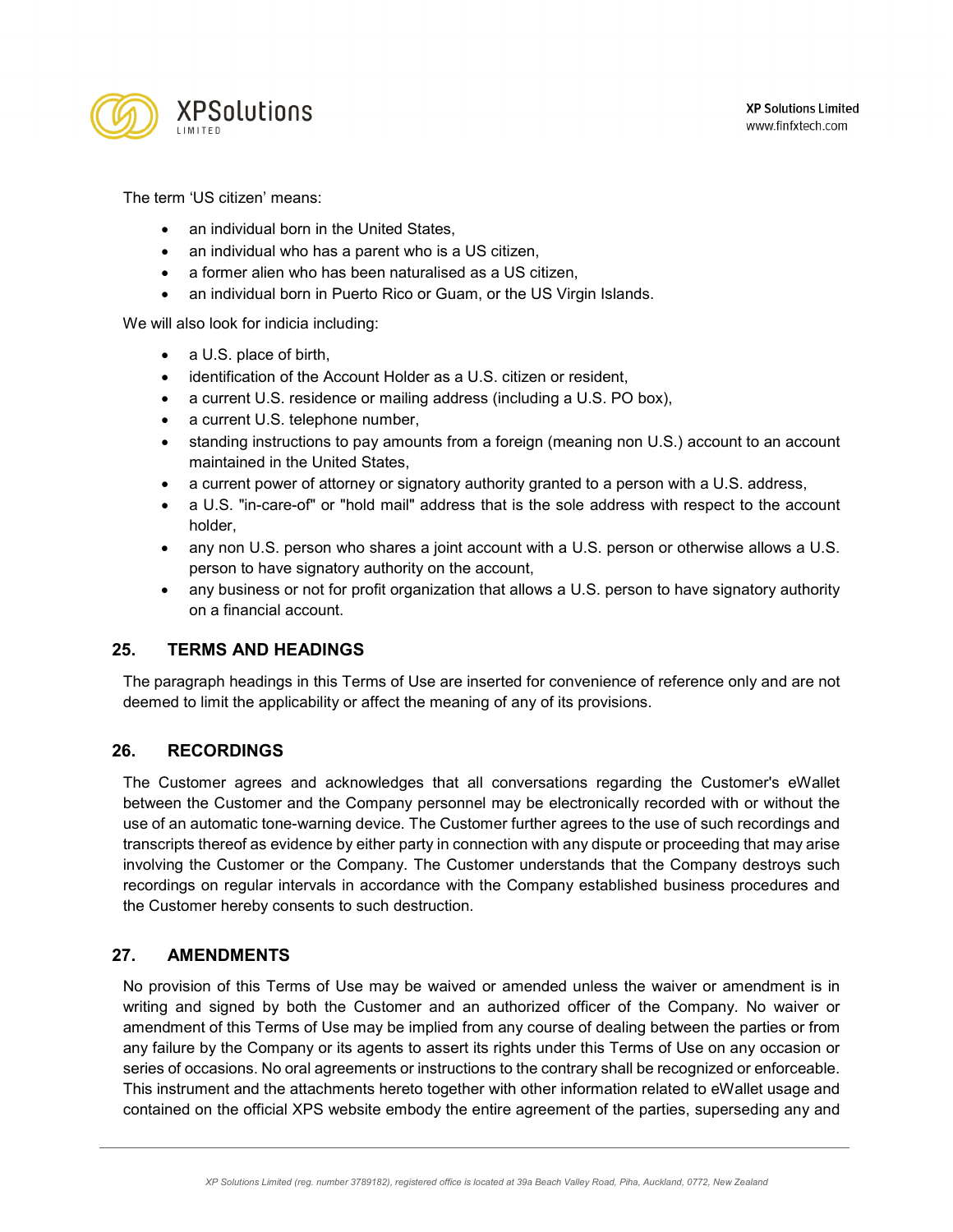The term ‘US citizen’ means:

- an individual born in the United States,
- an individual who has a parent who is a US citizen,
- a former alien who has been naturalised as a US citizen,
- an individual born in Puerto Rico or Guam, or the US Virgin Islands.

We will also look for indicia including:

- a U.S. place of birth,
- identification of the Account Holder as a U.S. citizen or resident,
- a current U.S. residence or mailing address (including a U.S. PO box),
- a current U.S. telephone number,
- standing instructions to pay amounts from a foreign (meaning non U.S.) account to an account maintained in the United States,
- a current power of attorney or signatory authority granted to a person with a U.S. address,
- a U.S. "in-care-of" or "hold mail" address that is the sole address with respect to the account holder,
- any non U.S. person who shares a joint account with a U.S. person or otherwise allows a U.S. person to have signatory authority on the account,
- any business or not for profit organization that allows a U.S. person to have signatory authority on a financial account.

## 25. TERMS AND HEADINGS

The paragraph headings in this Terms of Use are inserted for convenience of reference only and are not deemed to limit the applicability or affect the meaning of any of its provisions.

## 26. RECORDINGS

The Customer agrees and acknowledges that all conversations regarding the Customer's eWallet between the Customer and the Company personnel may be electronically recorded with or without the use of an automatic tone-warning device. The Customer further agrees to the use of such recordings and transcripts thereof as evidence by either party in connection with any dispute or proceeding that may arise involving the Customer or the Company. The Customer understands that the Company destroys such recordings on regular intervals in accordance with the Company established business procedures and the Customer hereby consents to such destruction.

## 27. AMENDMENTS

No provision of this Terms of Use may be waived or amended unless the waiver or amendment is in writing and signed by both the Customer and an authorized officer of the Company. No waiver or amendment of this Terms of Use may be implied from any course of dealing between the parties or from any failure by the Company or its agents to assert its rights under this Terms of Use on any occasion or series of occasions. No oral agreements or instructions to the contrary shall be recognized or enforceable. This instrument and the attachments hereto together with other information related to eWallet usage and contained on the official XPS website embody the entire agreement of the parties, superseding any and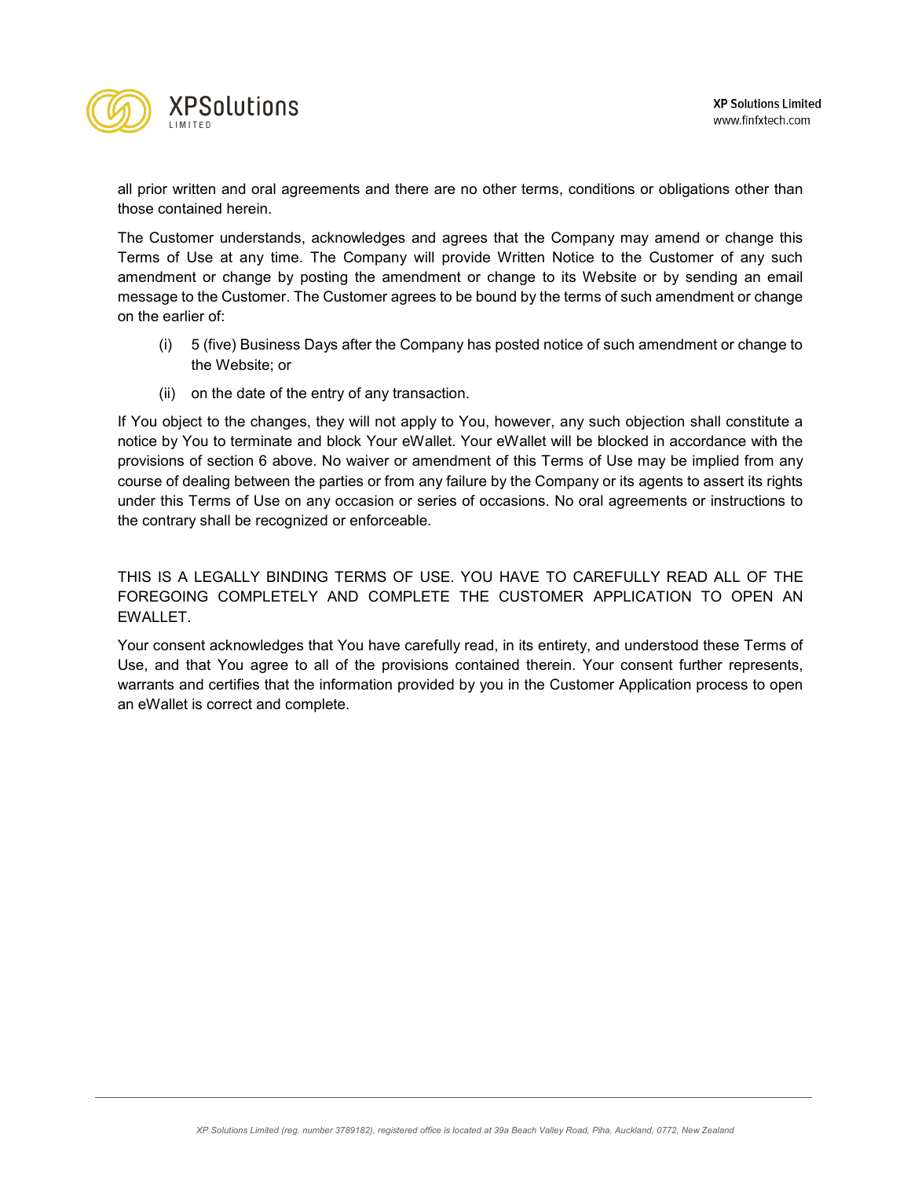all prior written and oral agreements and there are no other terms, conditions or obligations other than those contained herein.

The Customer understands, acknowledges and agrees that the Company may amend or change this Terms of Use at any time. The Company will provide Written Notice to the Customer of any such amendment or change by posting the amendment or change to its Website or by sending an email message to the Customer. The Customer agrees to be bound by the terms of such amendment or change on the earlier of:

(i) 5 (five) Business Days after the Company has posted notice of such amendment or change to the Website; or

(ii) on the date of the entry of any transaction.

If You object to the changes, they will not apply to You, however, any such objection shall constitute a notice by You to terminate and block Your eWallet. Your eWallet will be blocked in accordance with the provisions of section 6 above. No waiver or amendment of this Terms of Use may be implied from any course of dealing between the parties or from any failure by the Company or its agents to assert its rights under this Terms of Use on any occasion or series of occasions. No oral agreements or instructions to the contrary shall be recognized or enforceable.

THIS IS A LEGALLY BINDING TERMS OF USE. YOU HAVE TO CAREFULLY READ ALL OF THE FOREGOING COMPLETELY AND COMPLETE THE CUSTOMER APPLICATION TO OPEN AN EWALLET.

Your consent acknowledges that You have carefully read, in its entirety, and understood these Terms of Use, and that You agree to all of the provisions contained therein. Your consent further represents, warrants and certifies that the information provided by you in the Customer Application process to open an eWallet is correct and complete.